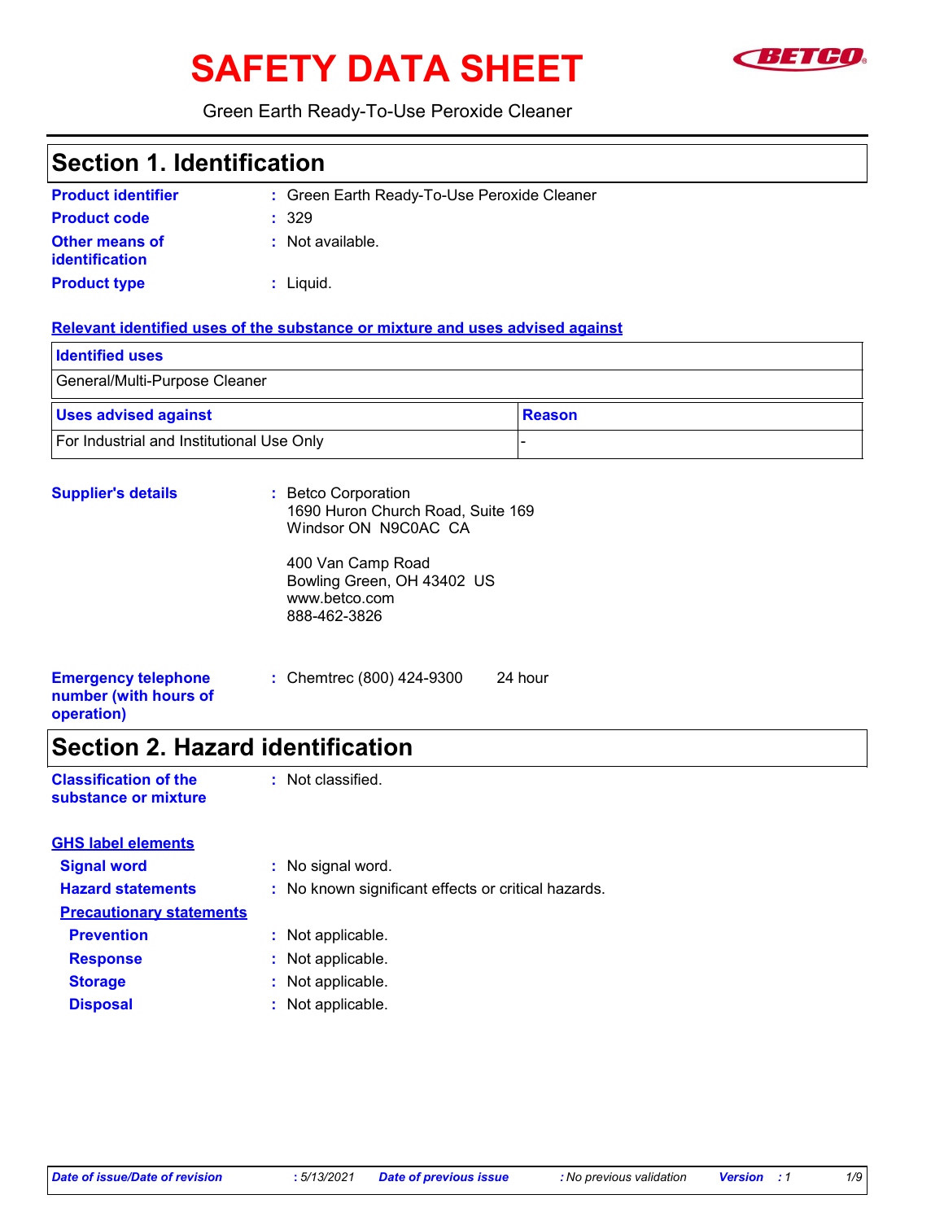# SAFETY DATA SHEET

Green Earth Ready-To-Use Peroxide Cleaner

## Section 1. Identification

**Product identifier** : Green Earth Ready-To-Use Peroxide Cleaner

**Product code** : 329

**Other means of identification** : Not available.

**Product type** : Liquid.

**Relevant identified uses of the substance or mixture and uses advised against**

| Identified uses |
| --- |
| General/Multi-Purpose Cleaner |

| Uses advised against | Reason |
| --- | --- |
| For Industrial and Institutional Use Only | - |

**Supplier's details** : Betco Corporation
1690 Huron Church Road, Suite 169
Windsor ON N9C0AC CA

400 Van Camp Road
Bowling Green, OH 43402 US
www.betco.com
888-462-3826

**Emergency telephone number (with hours of operation)** : Chemtrec (800) 424-9300 24 hour

## Section 2. Hazard identification

**Classification of the substance or mixture** : Not classified.

**GHS label elements**

**Signal word** : No signal word.

**Hazard statements** : No known significant effects or critical hazards.

**Precautionary statements**

**Prevention** : Not applicable.

**Response** : Not applicable.

**Storage** : Not applicable.

**Disposal** : Not applicable.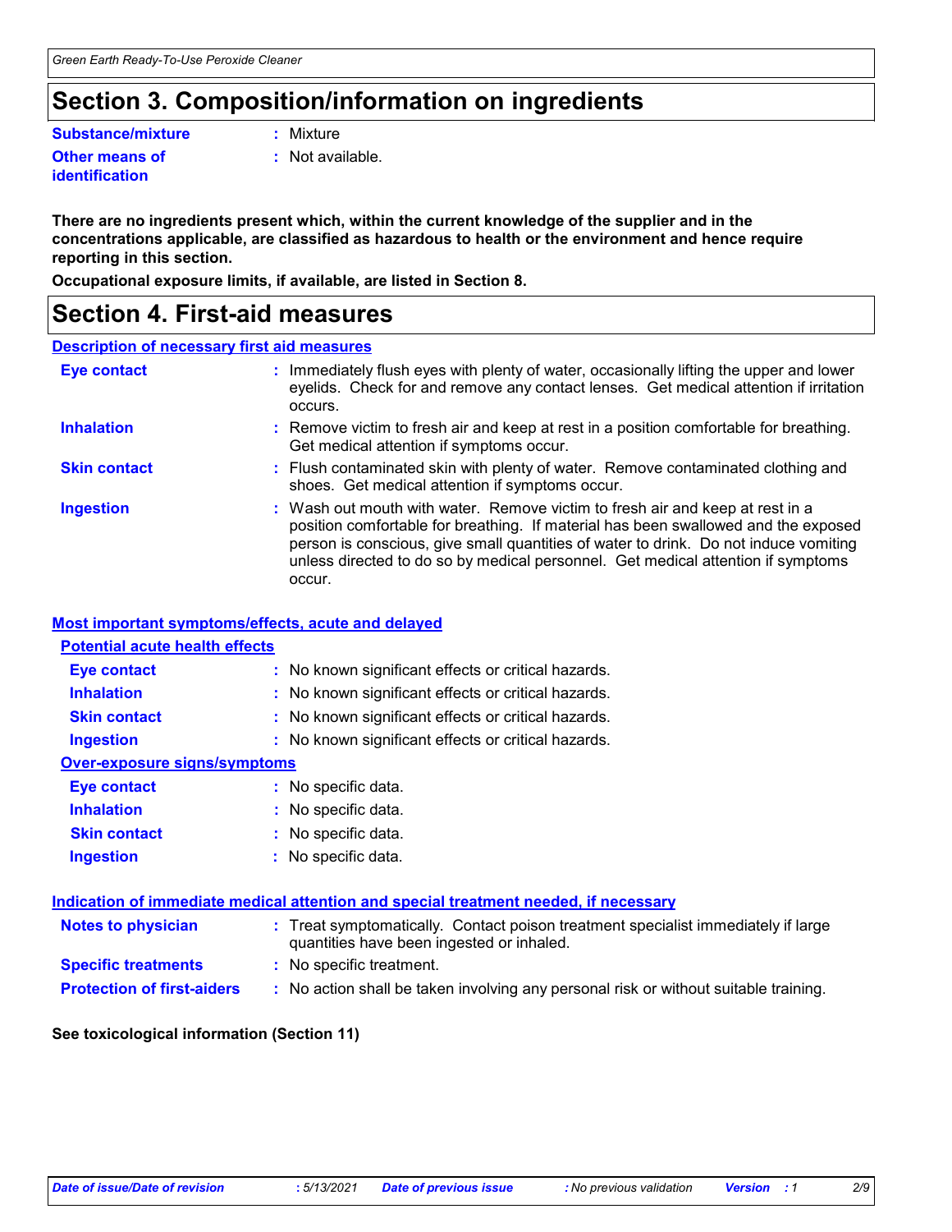# Section 3. Composition/information on ingredients

| | |
|---|---|
| **Substance/mixture** | : Mixture |
| **Other means of identification** | : Not available. |

**There are no ingredients present which, within the current knowledge of the supplier and in the concentrations applicable, are classified as hazardous to health or the environment and hence require reporting in this section.**

**Occupational exposure limits, if available, are listed in Section 8.**

# Section 4. First-aid measures

## Description of necessary first aid measures

| | |
|---|---|
| **Eye contact** | : Immediately flush eyes with plenty of water, occasionally lifting the upper and lower eyelids. Check for and remove any contact lenses. Get medical attention if irritation occurs. |
| **Inhalation** | : Remove victim to fresh air and keep at rest in a position comfortable for breathing. Get medical attention if symptoms occur. |
| **Skin contact** | : Flush contaminated skin with plenty of water. Remove contaminated clothing and shoes. Get medical attention if symptoms occur. |
| **Ingestion** | : Wash out mouth with water. Remove victim to fresh air and keep at rest in a position comfortable for breathing. If material has been swallowed and the exposed person is conscious, give small quantities of water to drink. Do not induce vomiting unless directed to do so by medical personnel. Get medical attention if symptoms occur. |

## Most important symptoms/effects, acute and delayed

### Potential acute health effects

| | |
|---|---|
| **Eye contact** | : No known significant effects or critical hazards. |
| **Inhalation** | : No known significant effects or critical hazards. |
| **Skin contact** | : No known significant effects or critical hazards. |
| **Ingestion** | : No known significant effects or critical hazards. |

### Over-exposure signs/symptoms

| | |
|---|---|
| **Eye contact** | : No specific data. |
| **Inhalation** | : No specific data. |
| **Skin contact** | : No specific data. |
| **Ingestion** | : No specific data. |

## Indication of immediate medical attention and special treatment needed, if necessary

| | |
|---|---|
| **Notes to physician** | : Treat symptomatically. Contact poison treatment specialist immediately if large quantities have been ingested or inhaled. |
| **Specific treatments** | : No specific treatment. |
| **Protection of first-aiders** | : No action shall be taken involving any personal risk or without suitable training. |

**See toxicological information (Section 11)**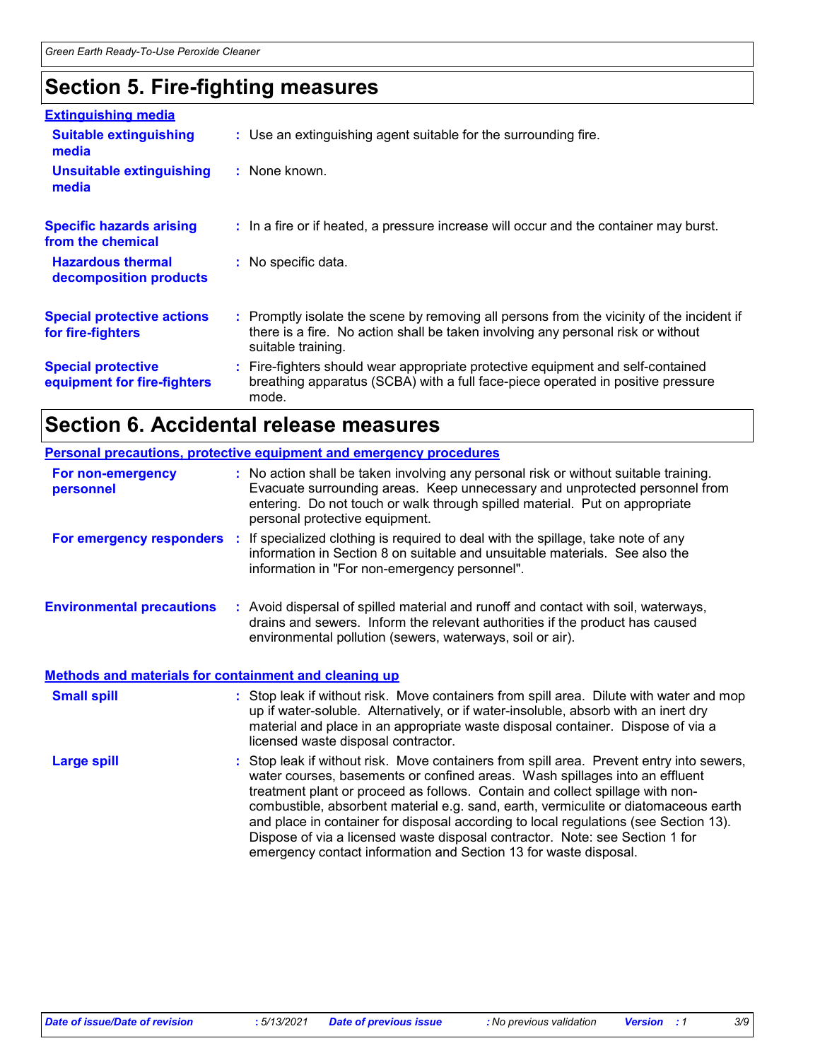# Section 5. Fire-fighting measures

### Extinguishing media

**Suitable extinguishing media** : Use an extinguishing agent suitable for the surrounding fire.

**Unsuitable extinguishing media** : None known.

**Specific hazards arising from the chemical** : In a fire or if heated, a pressure increase will occur and the container may burst.

**Hazardous thermal decomposition products** : No specific data.

**Special protective actions for fire-fighters** : Promptly isolate the scene by removing all persons from the vicinity of the incident if there is a fire. No action shall be taken involving any personal risk or without suitable training.

**Special protective equipment for fire-fighters** : Fire-fighters should wear appropriate protective equipment and self-contained breathing apparatus (SCBA) with a full face-piece operated in positive pressure mode.

# Section 6. Accidental release measures

### Personal precautions, protective equipment and emergency procedures

**For non-emergency personnel** : No action shall be taken involving any personal risk or without suitable training. Evacuate surrounding areas. Keep unnecessary and unprotected personnel from entering. Do not touch or walk through spilled material. Put on appropriate personal protective equipment.

**For emergency responders** : If specialized clothing is required to deal with the spillage, take note of any information in Section 8 on suitable and unsuitable materials. See also the information in "For non-emergency personnel".

**Environmental precautions** : Avoid dispersal of spilled material and runoff and contact with soil, waterways, drains and sewers. Inform the relevant authorities if the product has caused environmental pollution (sewers, waterways, soil or air).

### Methods and materials for containment and cleaning up

**Small spill** : Stop leak if without risk. Move containers from spill area. Dilute with water and mop up if water-soluble. Alternatively, or if water-insoluble, absorb with an inert dry material and place in an appropriate waste disposal container. Dispose of via a licensed waste disposal contractor.

**Large spill** : Stop leak if without risk. Move containers from spill area. Prevent entry into sewers, water courses, basements or confined areas. Wash spillages into an effluent treatment plant or proceed as follows. Contain and collect spillage with non-combustible, absorbent material e.g. sand, earth, vermiculite or diatomaceous earth and place in container for disposal according to local regulations (see Section 13). Dispose of via a licensed waste disposal contractor. Note: see Section 1 for emergency contact information and Section 13 for waste disposal.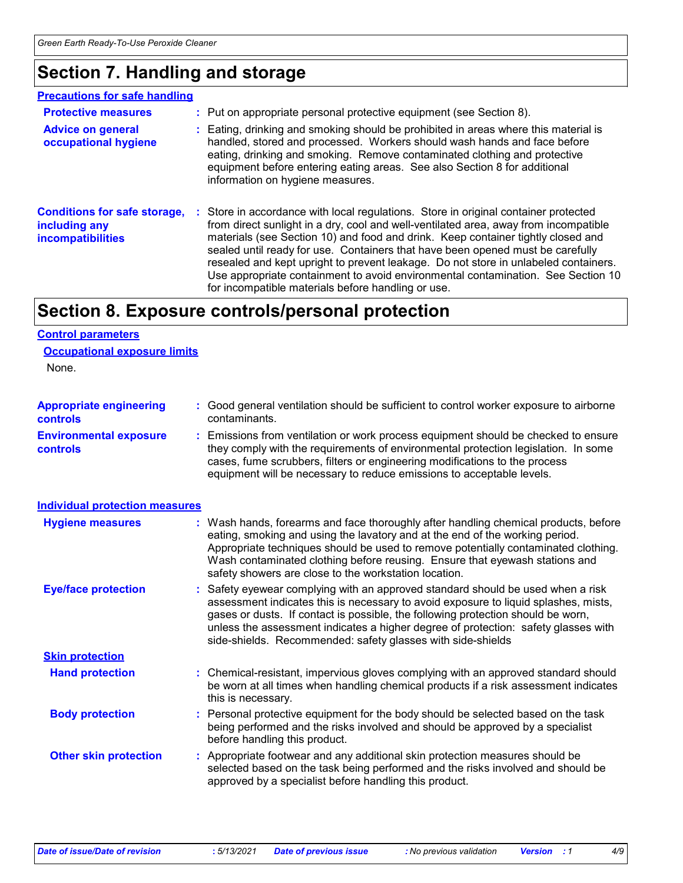# Section 7. Handling and storage

## Precautions for safe handling

**Protective measures** : Put on appropriate personal protective equipment (see Section 8).

**Advice on general occupational hygiene** : Eating, drinking and smoking should be prohibited in areas where this material is handled, stored and processed. Workers should wash hands and face before eating, drinking and smoking. Remove contaminated clothing and protective equipment before entering eating areas. See also Section 8 for additional information on hygiene measures.

**Conditions for safe storage, including any incompatibilities** : Store in accordance with local regulations. Store in original container protected from direct sunlight in a dry, cool and well-ventilated area, away from incompatible materials (see Section 10) and food and drink. Keep container tightly closed and sealed until ready for use. Containers that have been opened must be carefully resealed and kept upright to prevent leakage. Do not store in unlabeled containers. Use appropriate containment to avoid environmental contamination. See Section 10 for incompatible materials before handling or use.

# Section 8. Exposure controls/personal protection

## Control parameters

### Occupational exposure limits

None.

**Appropriate engineering controls** : Good general ventilation should be sufficient to control worker exposure to airborne contaminants.

**Environmental exposure controls** : Emissions from ventilation or work process equipment should be checked to ensure they comply with the requirements of environmental protection legislation. In some cases, fume scrubbers, filters or engineering modifications to the process equipment will be necessary to reduce emissions to acceptable levels.

## Individual protection measures

**Hygiene measures** : Wash hands, forearms and face thoroughly after handling chemical products, before eating, smoking and using the lavatory and at the end of the working period. Appropriate techniques should be used to remove potentially contaminated clothing. Wash contaminated clothing before reusing. Ensure that eyewash stations and safety showers are close to the workstation location.

**Eye/face protection** : Safety eyewear complying with an approved standard should be used when a risk assessment indicates this is necessary to avoid exposure to liquid splashes, mists, gases or dusts. If contact is possible, the following protection should be worn, unless the assessment indicates a higher degree of protection: safety glasses with side-shields. Recommended: safety glasses with side-shields

### Skin protection

**Hand protection** : Chemical-resistant, impervious gloves complying with an approved standard should be worn at all times when handling chemical products if a risk assessment indicates this is necessary.

**Body protection** : Personal protective equipment for the body should be selected based on the task being performed and the risks involved and should be approved by a specialist before handling this product.

**Other skin protection** : Appropriate footwear and any additional skin protection measures should be selected based on the task being performed and the risks involved and should be approved by a specialist before handling this product.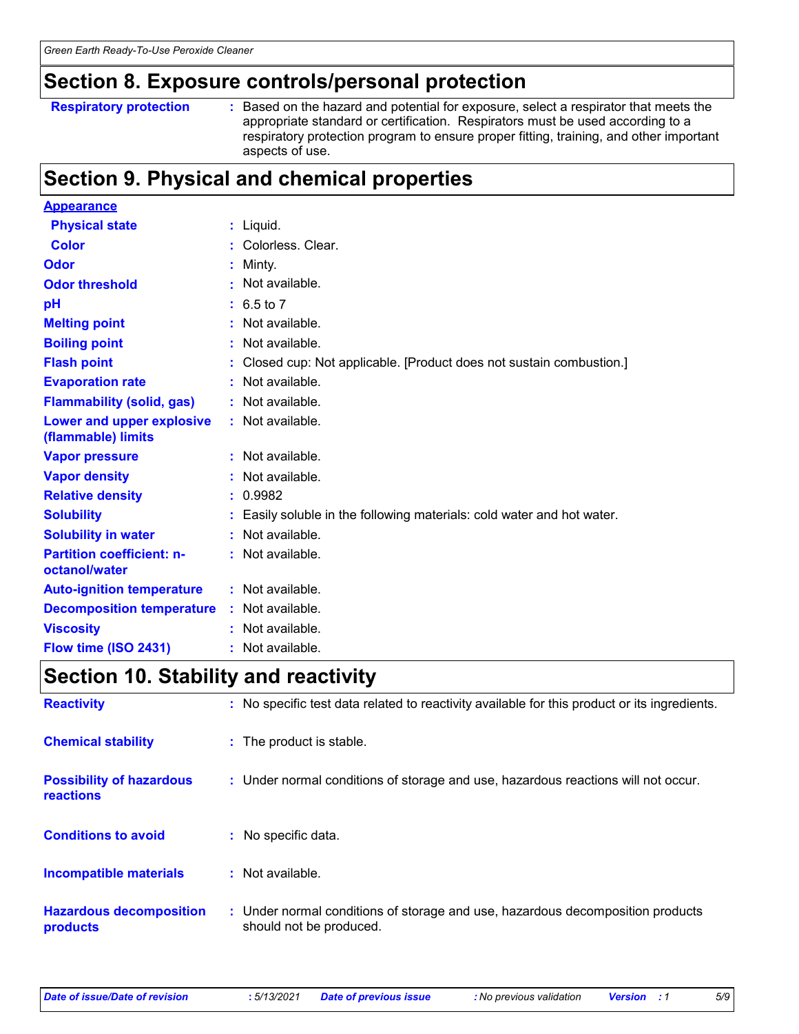## Section 8. Exposure controls/personal protection

| | |
|---|---|
| **Respiratory protection** | : Based on the hazard and potential for exposure, select a respirator that meets the appropriate standard or certification. Respirators must be used according to a respiratory protection program to ensure proper fitting, training, and other important aspects of use. |

## Section 9. Physical and chemical properties

**Appearance**

| | |
|---|---|
| **Physical state** | : Liquid. |
| **Color** | : Colorless. Clear. |
| **Odor** | : Minty. |
| **Odor threshold** | : Not available. |
| **pH** | : 6.5 to 7 |
| **Melting point** | : Not available. |
| **Boiling point** | : Not available. |
| **Flash point** | : Closed cup: Not applicable. [Product does not sustain combustion.] |
| **Evaporation rate** | : Not available. |
| **Flammability (solid, gas)** | : Not available. |
| **Lower and upper explosive (flammable) limits** | : Not available. |
| **Vapor pressure** | : Not available. |
| **Vapor density** | : Not available. |
| **Relative density** | : 0.9982 |
| **Solubility** | : Easily soluble in the following materials: cold water and hot water. |
| **Solubility in water** | : Not available. |
| **Partition coefficient: n-octanol/water** | : Not available. |
| **Auto-ignition temperature** | : Not available. |
| **Decomposition temperature** | : Not available. |
| **Viscosity** | : Not available. |
| **Flow time (ISO 2431)** | : Not available. |

## Section 10. Stability and reactivity

| | |
|---|---|
| **Reactivity** | : No specific test data related to reactivity available for this product or its ingredients. |
| **Chemical stability** | : The product is stable. |
| **Possibility of hazardous reactions** | : Under normal conditions of storage and use, hazardous reactions will not occur. |
| **Conditions to avoid** | : No specific data. |
| **Incompatible materials** | : Not available. |
| **Hazardous decomposition products** | : Under normal conditions of storage and use, hazardous decomposition products should not be produced. |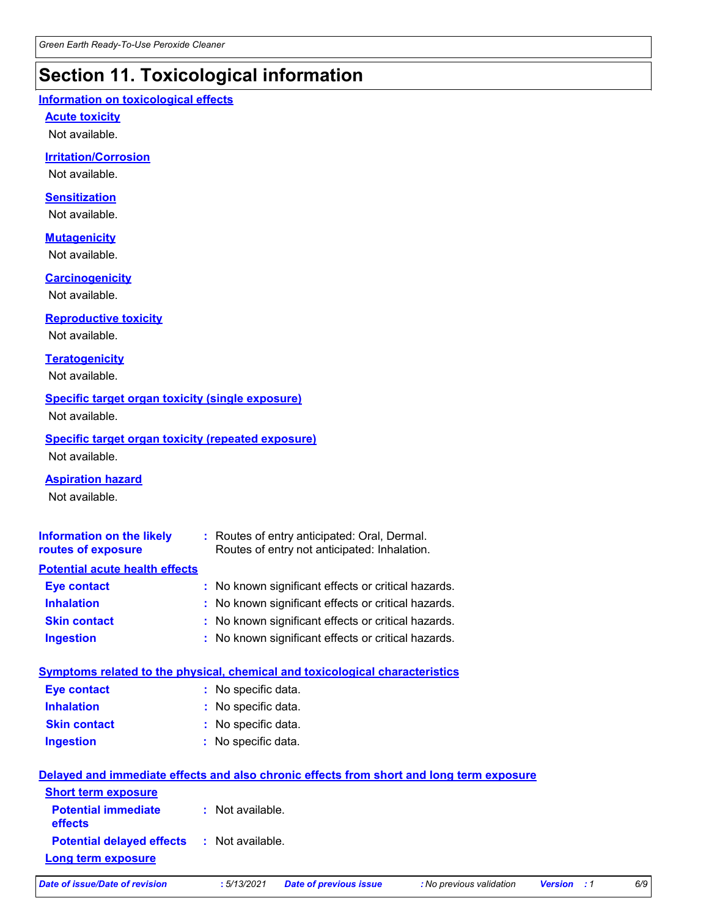# Section 11. Toxicological information

## Information on toxicological effects

### Acute toxicity

Not available.

### Irritation/Corrosion

Not available.

### Sensitization

Not available.

### Mutagenicity

Not available.

### Carcinogenicity

Not available.

### Reproductive toxicity

Not available.

### Teratogenicity

Not available.

### Specific target organ toxicity (single exposure)

Not available.

### Specific target organ toxicity (repeated exposure)

Not available.

### Aspiration hazard

Not available.

**Information on the likely routes of exposure** : Routes of entry anticipated: Oral, Dermal.
Routes of entry not anticipated: Inhalation.

## Potential acute health effects

**Eye contact** : No known significant effects or critical hazards.

**Inhalation** : No known significant effects or critical hazards.

**Skin contact** : No known significant effects or critical hazards.

**Ingestion** : No known significant effects or critical hazards.

## Symptoms related to the physical, chemical and toxicological characteristics

**Eye contact** : No specific data.

**Inhalation** : No specific data.

**Skin contact** : No specific data.

**Ingestion** : No specific data.

## Delayed and immediate effects and also chronic effects from short and long term exposure

### Short term exposure

**Potential immediate effects** : Not available.

**Potential delayed effects** : Not available.

### Long term exposure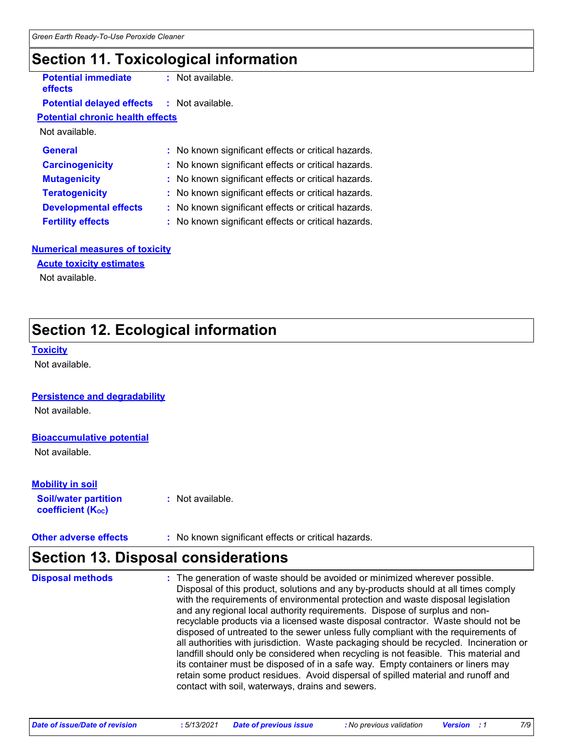## Section 11. Toxicological information

**Potential immediate effects** : Not available.

**Potential delayed effects** : Not available.

**Potential chronic health effects**

Not available.

| | |
|---|---|
| **General** | : No known significant effects or critical hazards. |
| **Carcinogenicity** | : No known significant effects or critical hazards. |
| **Mutagenicity** | : No known significant effects or critical hazards. |
| **Teratogenicity** | : No known significant effects or critical hazards. |
| **Developmental effects** | : No known significant effects or critical hazards. |
| **Fertility effects** | : No known significant effects or critical hazards. |

**Numerical measures of toxicity**

**Acute toxicity estimates**

Not available.

## Section 12. Ecological information

**Toxicity**

Not available.

**Persistence and degradability**

Not available.

**Bioaccumulative potential**

Not available.

**Mobility in soil**

**Soil/water partition coefficient ($K_{OC}$)** : Not available.

**Other adverse effects** : No known significant effects or critical hazards.

## Section 13. Disposal considerations

**Disposal methods** : The generation of waste should be avoided or minimized wherever possible. Disposal of this product, solutions and any by-products should at all times comply with the requirements of environmental protection and waste disposal legislation and any regional local authority requirements. Dispose of surplus and non-recyclable products via a licensed waste disposal contractor. Waste should not be disposed of untreated to the sewer unless fully compliant with the requirements of all authorities with jurisdiction. Waste packaging should be recycled. Incineration or landfill should only be considered when recycling is not feasible. This material and its container must be disposed of in a safe way. Empty containers or liners may retain some product residues. Avoid dispersal of spilled material and runoff and contact with soil, waterways, drains and sewers.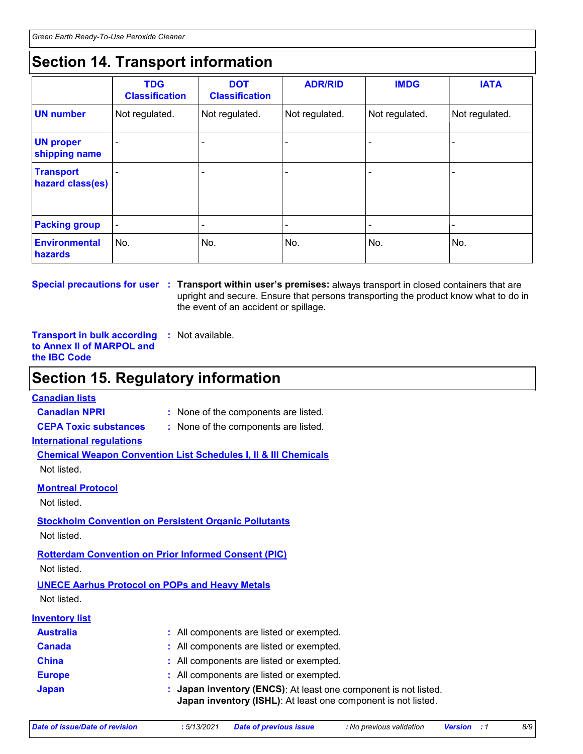## Section 14. Transport information

| | TDG Classification | DOT Classification | ADR/RID | IMDG | IATA |
|---|---|---|---|---|---|
| **UN number** | Not regulated. | Not regulated. | Not regulated. | Not regulated. | Not regulated. |
| **UN proper shipping name** | - | - | - | - | - |
| **Transport hazard class(es)** | - | - | - | - | - |
| **Packing group** | - | - | - | - | - |
| **Environmental hazards** | No. | No. | No. | No. | No. |

**Special precautions for user** : **Transport within user's premises:** always transport in closed containers that are upright and secure. Ensure that persons transporting the product know what to do in the event of an accident or spillage.

**Transport in bulk according to Annex II of MARPOL and the IBC Code** : Not available.

## Section 15. Regulatory information

**Canadian lists**

**Canadian NPRI** : None of the components are listed.

**CEPA Toxic substances** : None of the components are listed.

**International regulations**

**Chemical Weapon Convention List Schedules I, II & III Chemicals**

Not listed.

**Montreal Protocol**

Not listed.

**Stockholm Convention on Persistent Organic Pollutants**

Not listed.

**Rotterdam Convention on Prior Informed Consent (PIC)**

Not listed.

**UNECE Aarhus Protocol on POPs and Heavy Metals**

Not listed.

**Inventory list**

**Australia** : All components are listed or exempted.

**Canada** : All components are listed or exempted.

**China** : All components are listed or exempted.

**Europe** : All components are listed or exempted.

**Japan** : **Japan inventory (ENCS)**: At least one component is not listed.
**Japan inventory (ISHL)**: At least one component is not listed.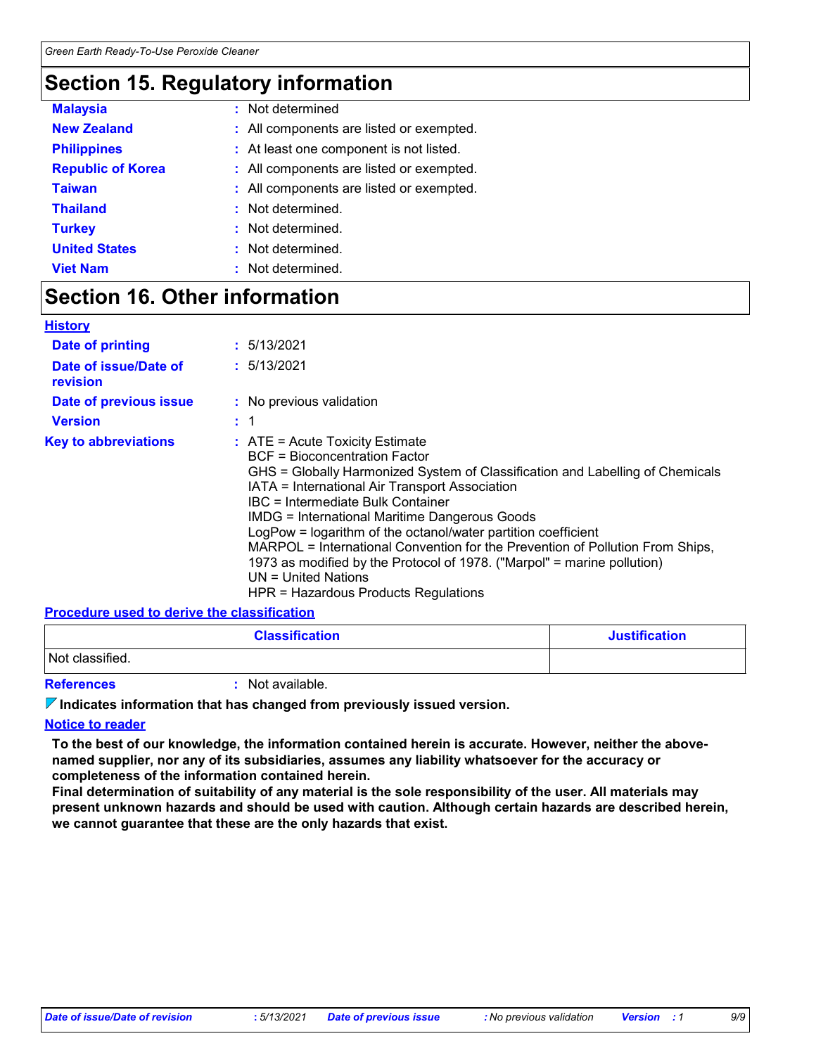# Section 15. Regulatory information

| | |
|---|---|
| **Malaysia** | : Not determined |
| **New Zealand** | : All components are listed or exempted. |
| **Philippines** | : At least one component is not listed. |
| **Republic of Korea** | : All components are listed or exempted. |
| **Taiwan** | : All components are listed or exempted. |
| **Thailand** | : Not determined. |
| **Turkey** | : Not determined. |
| **United States** | : Not determined. |
| **Viet Nam** | : Not determined. |

# Section 16. Other information

**History**

| | |
|---|---|
| **Date of printing** | : 5/13/2021 |
| **Date of issue/Date of revision** | : 5/13/2021 |
| **Date of previous issue** | : No previous validation |
| **Version** | : 1 |

**Key to abbreviations** :
ATE = Acute Toxicity Estimate
BCF = Bioconcentration Factor
GHS = Globally Harmonized System of Classification and Labelling of Chemicals
IATA = International Air Transport Association
IBC = Intermediate Bulk Container
IMDG = International Maritime Dangerous Goods
LogPow = logarithm of the octanol/water partition coefficient
MARPOL = International Convention for the Prevention of Pollution From Ships, 1973 as modified by the Protocol of 1978. ("Marpol" = marine pollution)
UN = United Nations
HPR = Hazardous Products Regulations

**Procedure used to derive the classification**

| Classification | Justification |
|---|---|
| Not classified. | |

**References** : Not available.

**Indicates information that has changed from previously issued version.**

**Notice to reader**

**To the best of our knowledge, the information contained herein is accurate. However, neither the above-named supplier, nor any of its subsidiaries, assumes any liability whatsoever for the accuracy or completeness of the information contained herein.**
**Final determination of suitability of any material is the sole responsibility of the user. All materials may present unknown hazards and should be used with caution. Although certain hazards are described herein, we cannot guarantee that these are the only hazards that exist.**